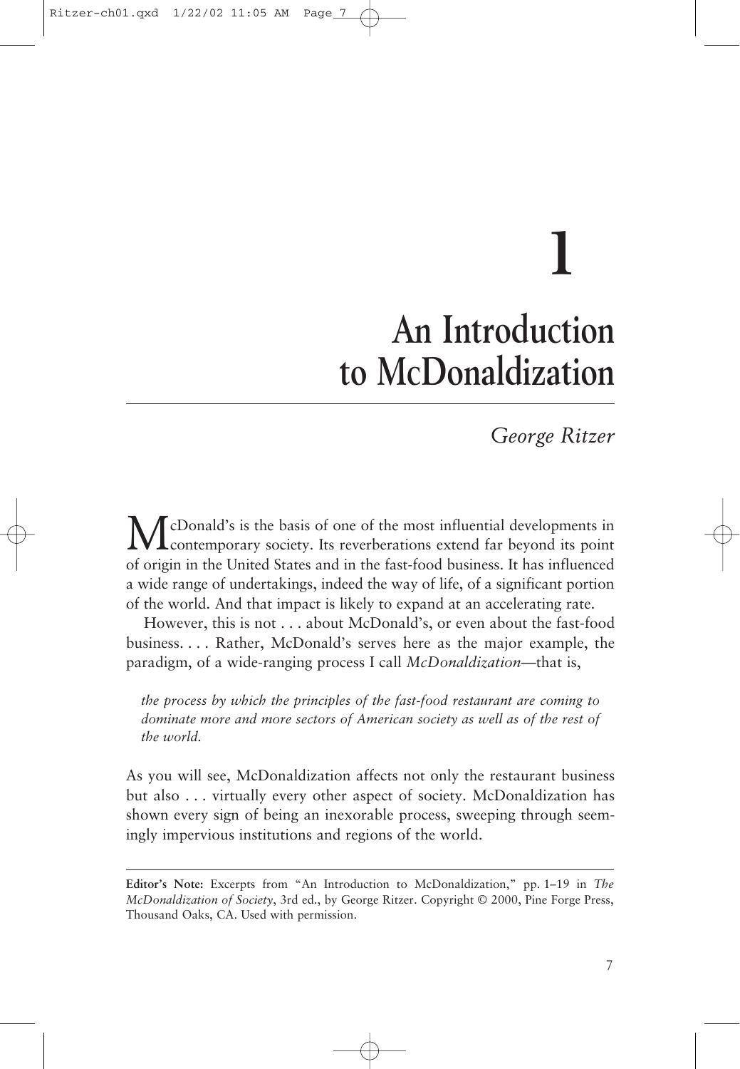# 1

# An Introduction to McDonaldization

*George Ritzer*

McDonald's is the basis of one of the most influential developments in contemporary society. Its reverberations extend far beyond its point of origin in the United States and in the fast-food business. It has influenced a wide range of undertakings, indeed the way of life, of a significant portion of the world. And that impact is likely to expand at an accelerating rate.

However, this is not . . . about McDonald's, or even about the fast-food business. . . . Rather, McDonald's serves here as the major example, the paradigm, of a wide-ranging process I call *McDonaldization*—that is,

> *the process by which the principles of the fast-food restaurant are coming to dominate more and more sectors of American society as well as of the rest of the world.*

As you will see, McDonaldization affects not only the restaurant business but also . . . virtually every other aspect of society. McDonaldization has shown every sign of being an inexorable process, sweeping through seemingly impervious institutions and regions of the world.

---

**Editor's Note:** Excerpts from "An Introduction to McDonaldization," pp. 1–19 in *The McDonaldization of Society*, 3rd ed., by George Ritzer. Copyright © 2000, Pine Forge Press, Thousand Oaks, CA. Used with permission.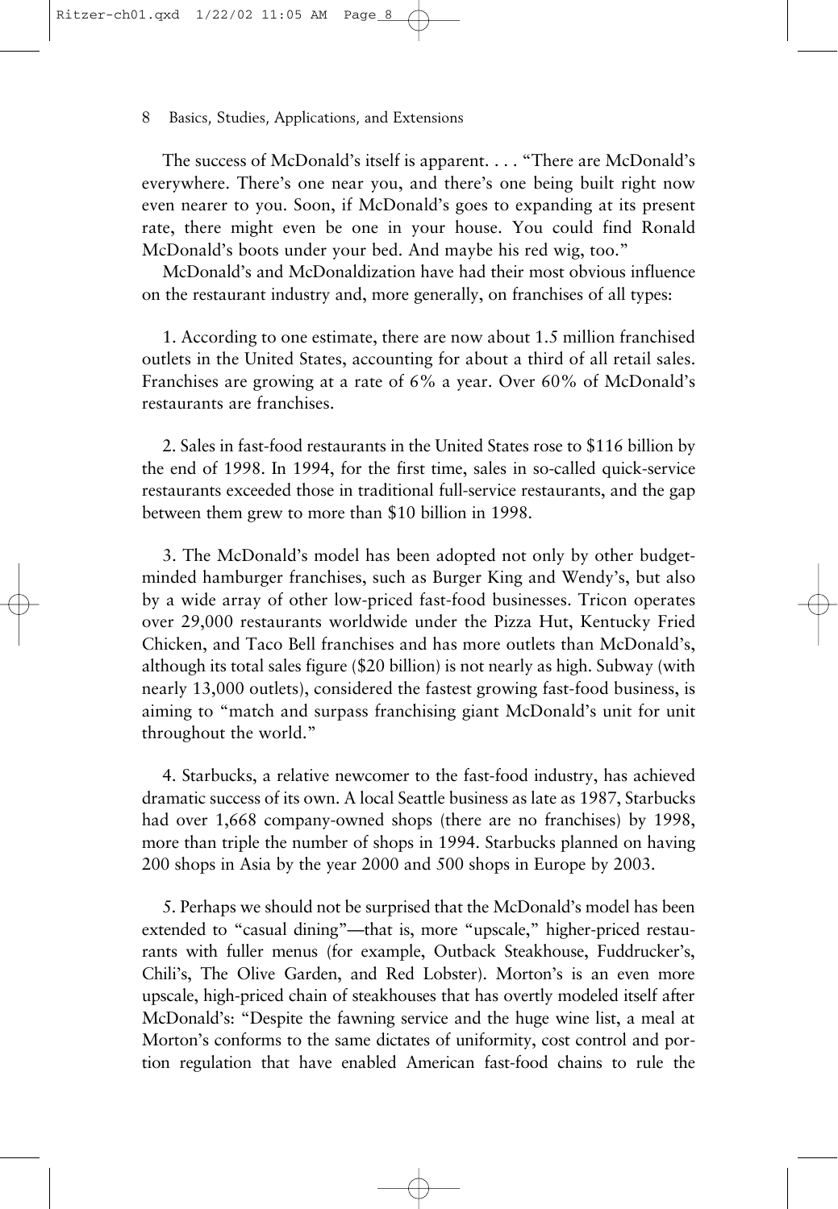The success of McDonald's itself is apparent. . . . "There are McDonald's everywhere. There's one near you, and there's one being built right now even nearer to you. Soon, if McDonald's goes to expanding at its present rate, there might even be one in your house. You could find Ronald McDonald's boots under your bed. And maybe his red wig, too."

McDonald's and McDonaldization have had their most obvious influence on the restaurant industry and, more generally, on franchises of all types:

1. According to one estimate, there are now about 1.5 million franchised outlets in the United States, accounting for about a third of all retail sales. Franchises are growing at a rate of 6% a year. Over 60% of McDonald's restaurants are franchises.

2. Sales in fast-food restaurants in the United States rose to $116 billion by the end of 1998. In 1994, for the first time, sales in so-called quick-service restaurants exceeded those in traditional full-service restaurants, and the gap between them grew to more than $10 billion in 1998.

3. The McDonald's model has been adopted not only by other budget-minded hamburger franchises, such as Burger King and Wendy's, but also by a wide array of other low-priced fast-food businesses. Tricon operates over 29,000 restaurants worldwide under the Pizza Hut, Kentucky Fried Chicken, and Taco Bell franchises and has more outlets than McDonald's, although its total sales figure ($20 billion) is not nearly as high. Subway (with nearly 13,000 outlets), considered the fastest growing fast-food business, is aiming to "match and surpass franchising giant McDonald's unit for unit throughout the world."

4. Starbucks, a relative newcomer to the fast-food industry, has achieved dramatic success of its own. A local Seattle business as late as 1987, Starbucks had over 1,668 company-owned shops (there are no franchises) by 1998, more than triple the number of shops in 1994. Starbucks planned on having 200 shops in Asia by the year 2000 and 500 shops in Europe by 2003.

5. Perhaps we should not be surprised that the McDonald's model has been extended to "casual dining"—that is, more "upscale," higher-priced restaurants with fuller menus (for example, Outback Steakhouse, Fuddrucker's, Chili's, The Olive Garden, and Red Lobster). Morton's is an even more upscale, high-priced chain of steakhouses that has overtly modeled itself after McDonald's: "Despite the fawning service and the huge wine list, a meal at Morton's conforms to the same dictates of uniformity, cost control and portion regulation that have enabled American fast-food chains to rule the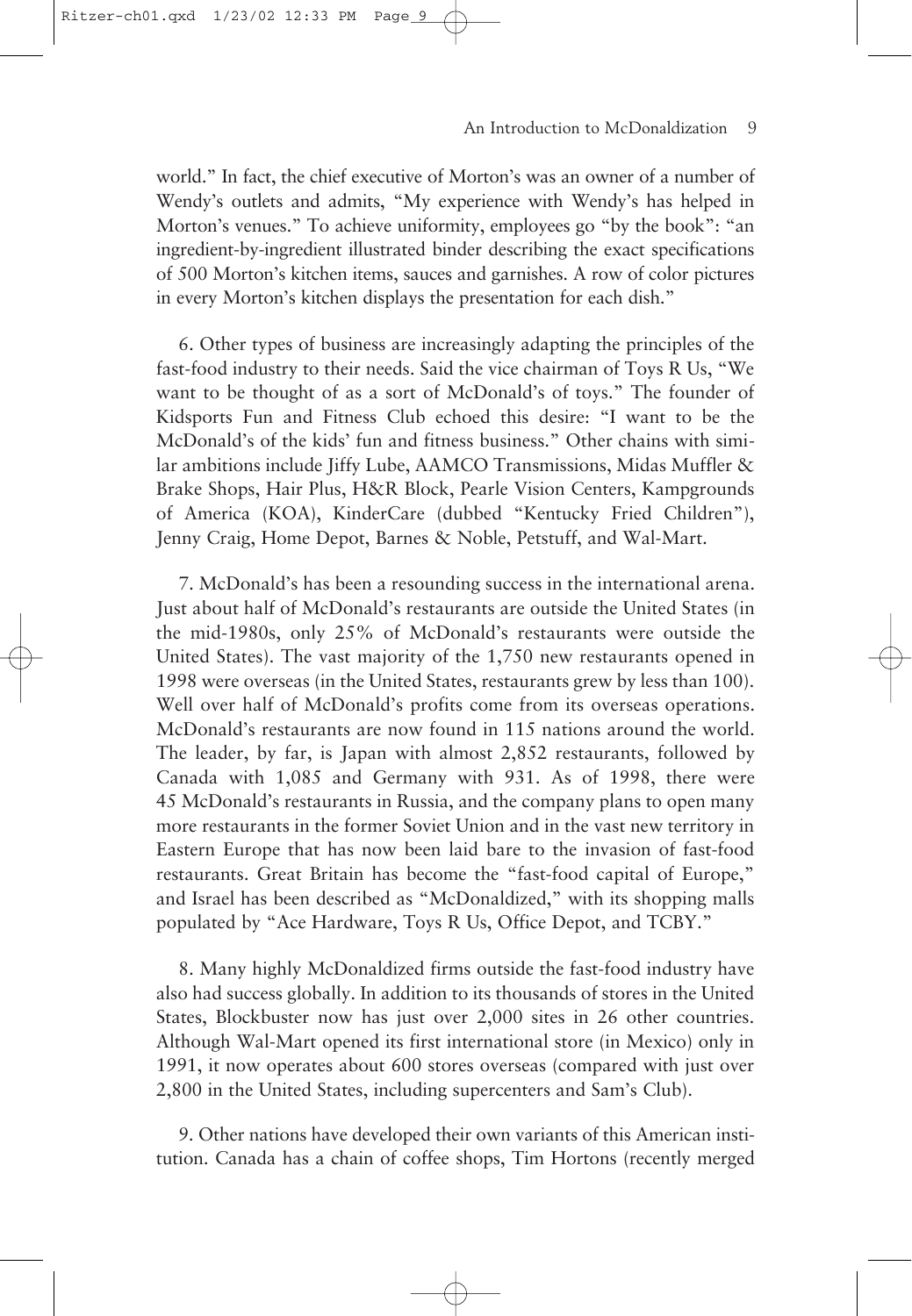world." In fact, the chief executive of Morton's was an owner of a number of Wendy's outlets and admits, "My experience with Wendy's has helped in Morton's venues." To achieve uniformity, employees go "by the book": "an ingredient-by-ingredient illustrated binder describing the exact specifications of 500 Morton's kitchen items, sauces and garnishes. A row of color pictures in every Morton's kitchen displays the presentation for each dish."

6. Other types of business are increasingly adapting the principles of the fast-food industry to their needs. Said the vice chairman of Toys R Us, "We want to be thought of as a sort of McDonald's of toys." The founder of Kidsports Fun and Fitness Club echoed this desire: "I want to be the McDonald's of the kids' fun and fitness business." Other chains with similar ambitions include Jiffy Lube, AAMCO Transmissions, Midas Muffler & Brake Shops, Hair Plus, H&R Block, Pearle Vision Centers, Kampgrounds of America (KOA), KinderCare (dubbed "Kentucky Fried Children"), Jenny Craig, Home Depot, Barnes & Noble, Petstuff, and Wal-Mart.

7. McDonald's has been a resounding success in the international arena. Just about half of McDonald's restaurants are outside the United States (in the mid-1980s, only 25% of McDonald's restaurants were outside the United States). The vast majority of the 1,750 new restaurants opened in 1998 were overseas (in the United States, restaurants grew by less than 100). Well over half of McDonald's profits come from its overseas operations. McDonald's restaurants are now found in 115 nations around the world. The leader, by far, is Japan with almost 2,852 restaurants, followed by Canada with 1,085 and Germany with 931. As of 1998, there were 45 McDonald's restaurants in Russia, and the company plans to open many more restaurants in the former Soviet Union and in the vast new territory in Eastern Europe that has now been laid bare to the invasion of fast-food restaurants. Great Britain has become the "fast-food capital of Europe," and Israel has been described as "McDonaldized," with its shopping malls populated by "Ace Hardware, Toys R Us, Office Depot, and TCBY."

8. Many highly McDonaldized firms outside the fast-food industry have also had success globally. In addition to its thousands of stores in the United States, Blockbuster now has just over 2,000 sites in 26 other countries. Although Wal-Mart opened its first international store (in Mexico) only in 1991, it now operates about 600 stores overseas (compared with just over 2,800 in the United States, including supercenters and Sam's Club).

9. Other nations have developed their own variants of this American institution. Canada has a chain of coffee shops, Tim Hortons (recently merged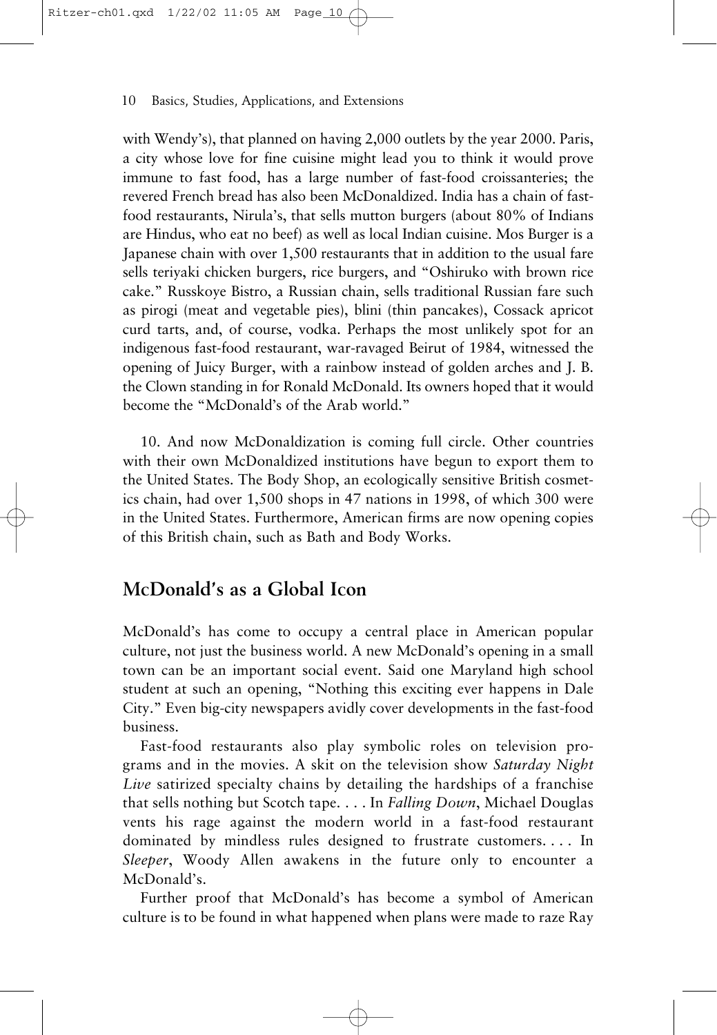with Wendy's), that planned on having 2,000 outlets by the year 2000. Paris, a city whose love for fine cuisine might lead you to think it would prove immune to fast food, has a large number of fast-food croissanteries; the revered French bread has also been McDonaldized. India has a chain of fast-food restaurants, Nirula's, that sells mutton burgers (about 80% of Indians are Hindus, who eat no beef) as well as local Indian cuisine. Mos Burger is a Japanese chain with over 1,500 restaurants that in addition to the usual fare sells teriyaki chicken burgers, rice burgers, and "Oshiruko with brown rice cake." Russkoye Bistro, a Russian chain, sells traditional Russian fare such as pirogi (meat and vegetable pies), blini (thin pancakes), Cossack apricot curd tarts, and, of course, vodka. Perhaps the most unlikely spot for an indigenous fast-food restaurant, war-ravaged Beirut of 1984, witnessed the opening of Juicy Burger, with a rainbow instead of golden arches and J. B. the Clown standing in for Ronald McDonald. Its owners hoped that it would become the "McDonald's of the Arab world."

10. And now McDonaldization is coming full circle. Other countries with their own McDonaldized institutions have begun to export them to the United States. The Body Shop, an ecologically sensitive British cosmetics chain, had over 1,500 shops in 47 nations in 1998, of which 300 were in the United States. Furthermore, American firms are now opening copies of this British chain, such as Bath and Body Works.

## McDonald's as a Global Icon

McDonald's has come to occupy a central place in American popular culture, not just the business world. A new McDonald's opening in a small town can be an important social event. Said one Maryland high school student at such an opening, "Nothing this exciting ever happens in Dale City." Even big-city newspapers avidly cover developments in the fast-food business.

Fast-food restaurants also play symbolic roles on television programs and in the movies. A skit on the television show *Saturday Night Live* satirized specialty chains by detailing the hardships of a franchise that sells nothing but Scotch tape. . . . In *Falling Down*, Michael Douglas vents his rage against the modern world in a fast-food restaurant dominated by mindless rules designed to frustrate customers. . . . In *Sleeper*, Woody Allen awakens in the future only to encounter a McDonald's.

Further proof that McDonald's has become a symbol of American culture is to be found in what happened when plans were made to raze Ray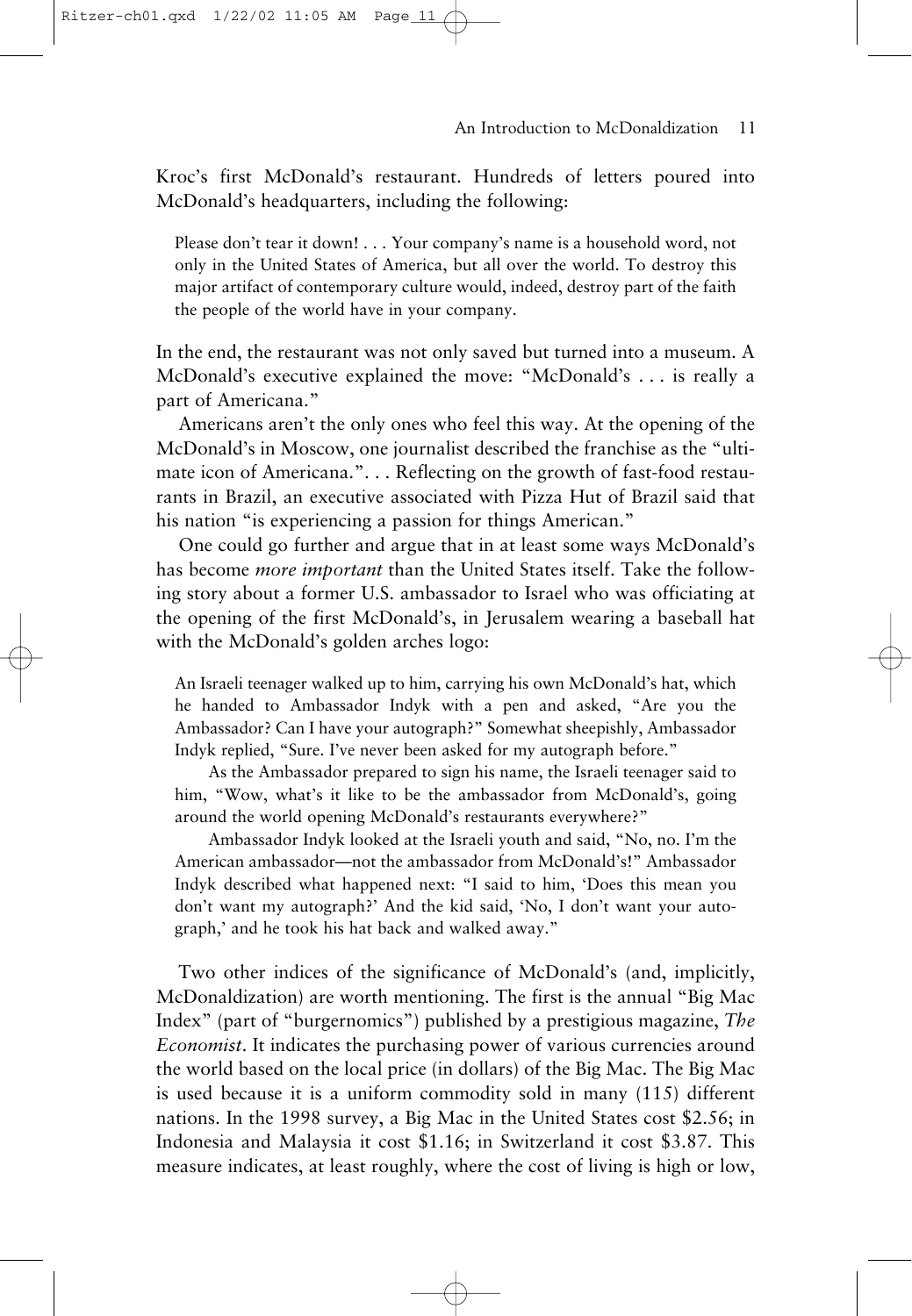Kroc's first McDonald's restaurant. Hundreds of letters poured into McDonald's headquarters, including the following:

> Please don't tear it down! . . . Your company's name is a household word, not only in the United States of America, but all over the world. To destroy this major artifact of contemporary culture would, indeed, destroy part of the faith the people of the world have in your company.

In the end, the restaurant was not only saved but turned into a museum. A McDonald's executive explained the move: "McDonald's . . . is really a part of Americana."

Americans aren't the only ones who feel this way. At the opening of the McDonald's in Moscow, one journalist described the franchise as the "ultimate icon of Americana.". . . Reflecting on the growth of fast-food restaurants in Brazil, an executive associated with Pizza Hut of Brazil said that his nation "is experiencing a passion for things American."

One could go further and argue that in at least some ways McDonald's has become *more important* than the United States itself. Take the following story about a former U.S. ambassador to Israel who was officiating at the opening of the first McDonald's, in Jerusalem wearing a baseball hat with the McDonald's golden arches logo:

> An Israeli teenager walked up to him, carrying his own McDonald's hat, which he handed to Ambassador Indyk with a pen and asked, "Are you the Ambassador? Can I have your autograph?" Somewhat sheepishly, Ambassador Indyk replied, "Sure. I've never been asked for my autograph before."
>
> As the Ambassador prepared to sign his name, the Israeli teenager said to him, "Wow, what's it like to be the ambassador from McDonald's, going around the world opening McDonald's restaurants everywhere?"
>
> Ambassador Indyk looked at the Israeli youth and said, "No, no. I'm the American ambassador—not the ambassador from McDonald's!" Ambassador Indyk described what happened next: "I said to him, 'Does this mean you don't want my autograph?' And the kid said, 'No, I don't want your autograph,' and he took his hat back and walked away."

Two other indices of the significance of McDonald's (and, implicitly, McDonaldization) are worth mentioning. The first is the annual "Big Mac Index" (part of "burgernomics") published by a prestigious magazine, *The Economist*. It indicates the purchasing power of various currencies around the world based on the local price (in dollars) of the Big Mac. The Big Mac is used because it is a uniform commodity sold in many (115) different nations. In the 1998 survey, a Big Mac in the United States cost $2.56; in Indonesia and Malaysia it cost $1.16; in Switzerland it cost $3.87. This measure indicates, at least roughly, where the cost of living is high or low,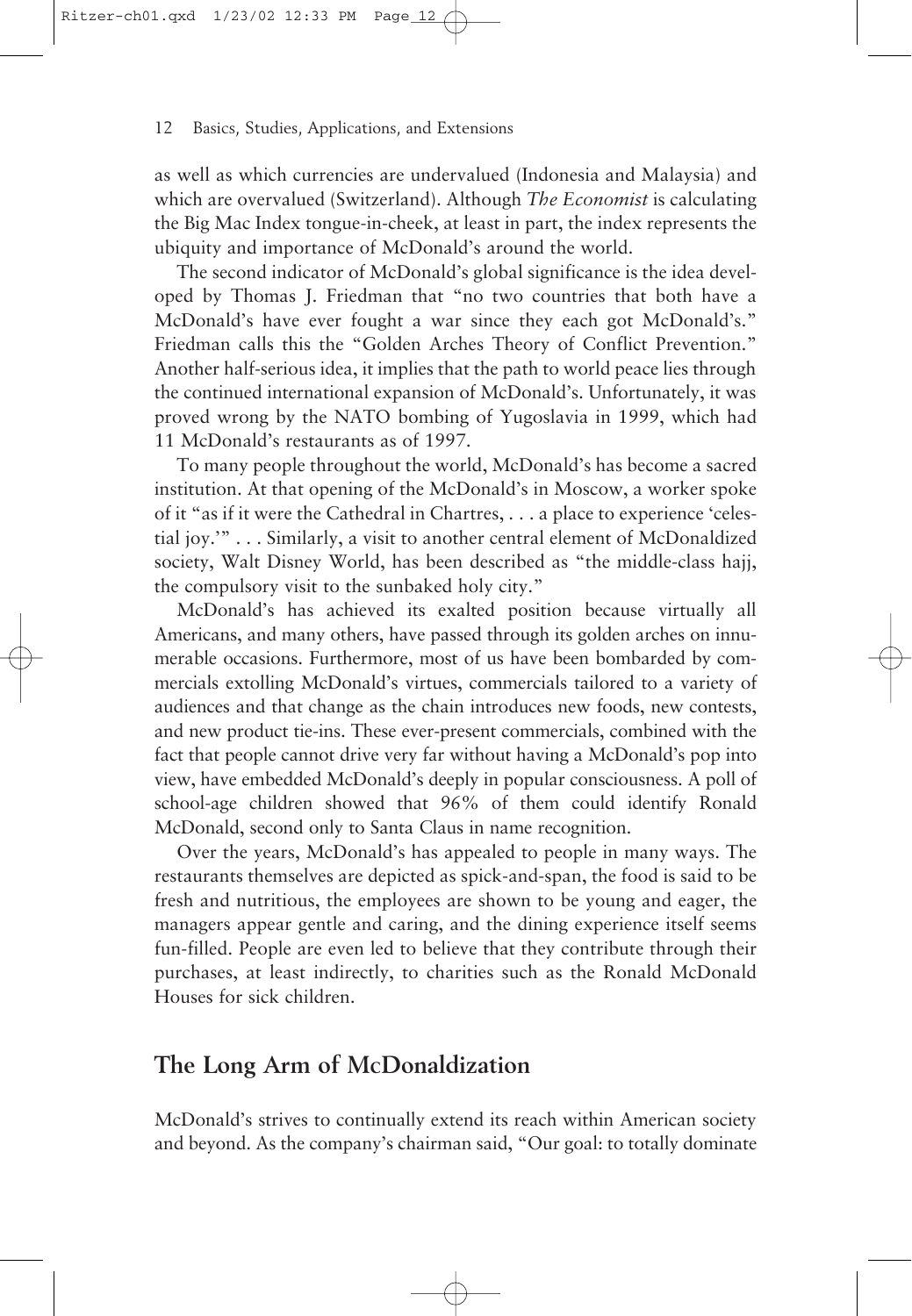as well as which currencies are undervalued (Indonesia and Malaysia) and which are overvalued (Switzerland). Although *The Economist* is calculating the Big Mac Index tongue-in-cheek, at least in part, the index represents the ubiquity and importance of McDonald's around the world.

The second indicator of McDonald's global significance is the idea developed by Thomas J. Friedman that "no two countries that both have a McDonald's have ever fought a war since they each got McDonald's." Friedman calls this the "Golden Arches Theory of Conflict Prevention." Another half-serious idea, it implies that the path to world peace lies through the continued international expansion of McDonald's. Unfortunately, it was proved wrong by the NATO bombing of Yugoslavia in 1999, which had 11 McDonald's restaurants as of 1997.

To many people throughout the world, McDonald's has become a sacred institution. At that opening of the McDonald's in Moscow, a worker spoke of it "as if it were the Cathedral in Chartres, . . . a place to experience 'celestial joy.'" . . . Similarly, a visit to another central element of McDonaldized society, Walt Disney World, has been described as "the middle-class hajj, the compulsory visit to the sunbaked holy city."

McDonald's has achieved its exalted position because virtually all Americans, and many others, have passed through its golden arches on innumerable occasions. Furthermore, most of us have been bombarded by commercials extolling McDonald's virtues, commercials tailored to a variety of audiences and that change as the chain introduces new foods, new contests, and new product tie-ins. These ever-present commercials, combined with the fact that people cannot drive very far without having a McDonald's pop into view, have embedded McDonald's deeply in popular consciousness. A poll of school-age children showed that 96% of them could identify Ronald McDonald, second only to Santa Claus in name recognition.

Over the years, McDonald's has appealed to people in many ways. The restaurants themselves are depicted as spick-and-span, the food is said to be fresh and nutritious, the employees are shown to be young and eager, the managers appear gentle and caring, and the dining experience itself seems fun-filled. People are even led to believe that they contribute through their purchases, at least indirectly, to charities such as the Ronald McDonald Houses for sick children.

## The Long Arm of McDonaldization

McDonald's strives to continually extend its reach within American society and beyond. As the company's chairman said, "Our goal: to totally dominate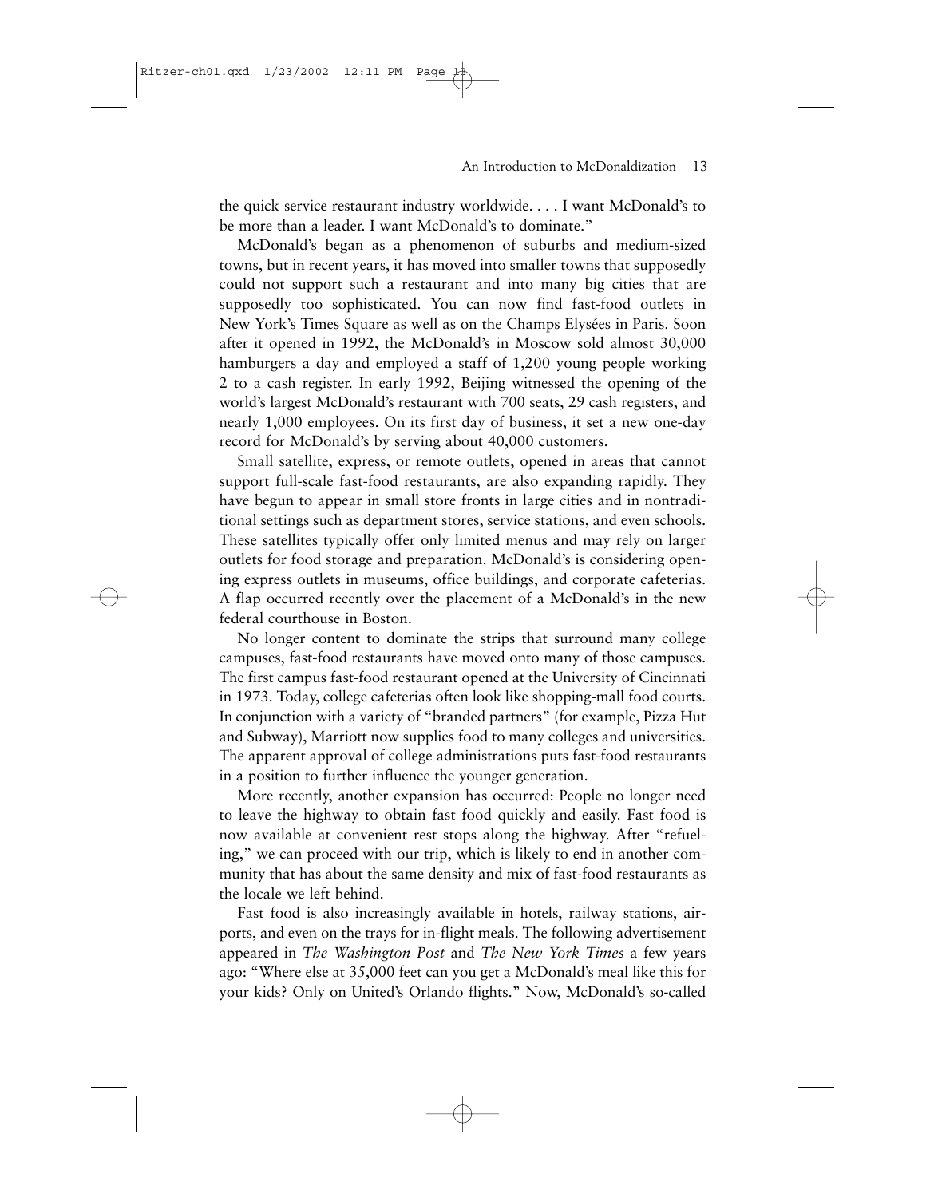the quick service restaurant industry worldwide. . . . I want McDonald's to be more than a leader. I want McDonald's to dominate."

McDonald's began as a phenomenon of suburbs and medium-sized towns, but in recent years, it has moved into smaller towns that supposedly could not support such a restaurant and into many big cities that are supposedly too sophisticated. You can now find fast-food outlets in New York's Times Square as well as on the Champs Elysées in Paris. Soon after it opened in 1992, the McDonald's in Moscow sold almost 30,000 hamburgers a day and employed a staff of 1,200 young people working 2 to a cash register. In early 1992, Beijing witnessed the opening of the world's largest McDonald's restaurant with 700 seats, 29 cash registers, and nearly 1,000 employees. On its first day of business, it set a new one-day record for McDonald's by serving about 40,000 customers.

Small satellite, express, or remote outlets, opened in areas that cannot support full-scale fast-food restaurants, are also expanding rapidly. They have begun to appear in small store fronts in large cities and in nontraditional settings such as department stores, service stations, and even schools. These satellites typically offer only limited menus and may rely on larger outlets for food storage and preparation. McDonald's is considering opening express outlets in museums, office buildings, and corporate cafeterias. A flap occurred recently over the placement of a McDonald's in the new federal courthouse in Boston.

No longer content to dominate the strips that surround many college campuses, fast-food restaurants have moved onto many of those campuses. The first campus fast-food restaurant opened at the University of Cincinnati in 1973. Today, college cafeterias often look like shopping-mall food courts. In conjunction with a variety of "branded partners" (for example, Pizza Hut and Subway), Marriott now supplies food to many colleges and universities. The apparent approval of college administrations puts fast-food restaurants in a position to further influence the younger generation.

More recently, another expansion has occurred: People no longer need to leave the highway to obtain fast food quickly and easily. Fast food is now available at convenient rest stops along the highway. After "refueling," we can proceed with our trip, which is likely to end in another community that has about the same density and mix of fast-food restaurants as the locale we left behind.

Fast food is also increasingly available in hotels, railway stations, airports, and even on the trays for in-flight meals. The following advertisement appeared in *The Washington Post* and *The New York Times* a few years ago: "Where else at 35,000 feet can you get a McDonald's meal like this for your kids? Only on United's Orlando flights." Now, McDonald's so-called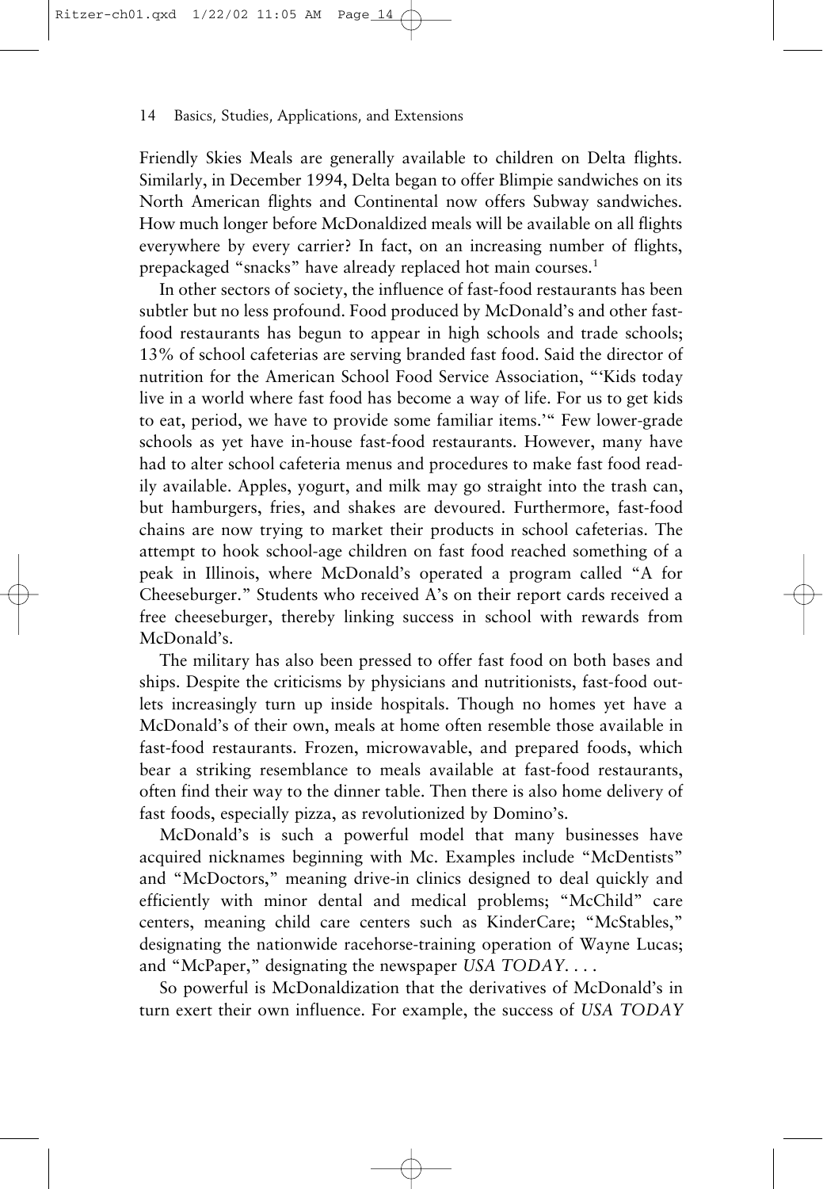Friendly Skies Meals are generally available to children on Delta flights. Similarly, in December 1994, Delta began to offer Blimpie sandwiches on its North American flights and Continental now offers Subway sandwiches. How much longer before McDonaldized meals will be available on all flights everywhere by every carrier? In fact, on an increasing number of flights, prepackaged "snacks" have already replaced hot main courses.[1]

In other sectors of society, the influence of fast-food restaurants has been subtler but no less profound. Food produced by McDonald's and other fast-food restaurants has begun to appear in high schools and trade schools; 13% of school cafeterias are serving branded fast food. Said the director of nutrition for the American School Food Service Association, "'Kids today live in a world where fast food has become a way of life. For us to get kids to eat, period, we have to provide some familiar items.'" Few lower-grade schools as yet have in-house fast-food restaurants. However, many have had to alter school cafeteria menus and procedures to make fast food readily available. Apples, yogurt, and milk may go straight into the trash can, but hamburgers, fries, and shakes are devoured. Furthermore, fast-food chains are now trying to market their products in school cafeterias. The attempt to hook school-age children on fast food reached something of a peak in Illinois, where McDonald's operated a program called "A for Cheeseburger." Students who received A's on their report cards received a free cheeseburger, thereby linking success in school with rewards from McDonald's.

The military has also been pressed to offer fast food on both bases and ships. Despite the criticisms by physicians and nutritionists, fast-food outlets increasingly turn up inside hospitals. Though no homes yet have a McDonald's of their own, meals at home often resemble those available in fast-food restaurants. Frozen, microwavable, and prepared foods, which bear a striking resemblance to meals available at fast-food restaurants, often find their way to the dinner table. Then there is also home delivery of fast foods, especially pizza, as revolutionized by Domino's.

McDonald's is such a powerful model that many businesses have acquired nicknames beginning with Mc. Examples include "McDentists" and "McDoctors," meaning drive-in clinics designed to deal quickly and efficiently with minor dental and medical problems; "McChild" care centers, meaning child care centers such as KinderCare; "McStables," designating the nationwide racehorse-training operation of Wayne Lucas; and "McPaper," designating the newspaper *USA TODAY*. . . .

So powerful is McDonaldization that the derivatives of McDonald's in turn exert their own influence. For example, the success of *USA TODAY*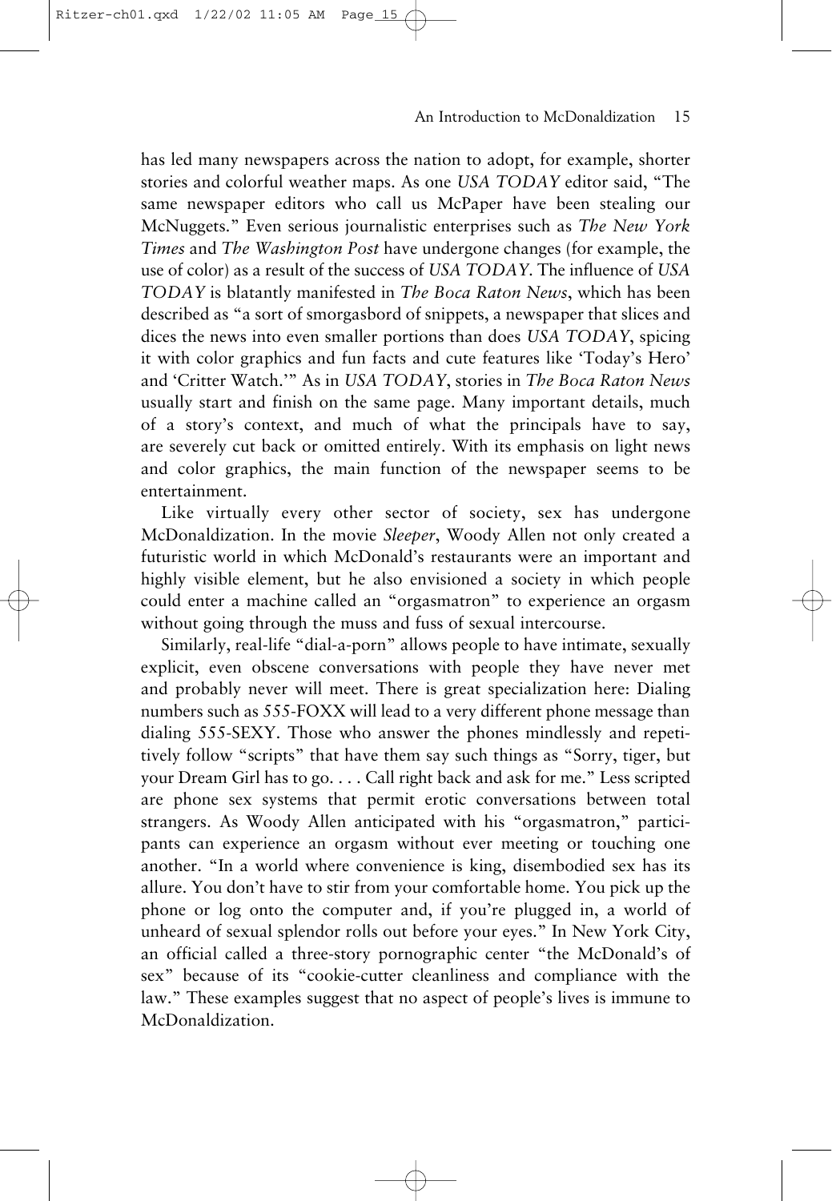has led many newspapers across the nation to adopt, for example, shorter stories and colorful weather maps. As one *USA TODAY* editor said, "The same newspaper editors who call us McPaper have been stealing our McNuggets." Even serious journalistic enterprises such as *The New York Times* and *The Washington Post* have undergone changes (for example, the use of color) as a result of the success of *USA TODAY*. The influence of *USA TODAY* is blatantly manifested in *The Boca Raton News*, which has been described as "a sort of smorgasbord of snippets, a newspaper that slices and dices the news into even smaller portions than does *USA TODAY*, spicing it with color graphics and fun facts and cute features like 'Today's Hero' and 'Critter Watch.'" As in *USA TODAY*, stories in *The Boca Raton News* usually start and finish on the same page. Many important details, much of a story's context, and much of what the principals have to say, are severely cut back or omitted entirely. With its emphasis on light news and color graphics, the main function of the newspaper seems to be entertainment.

Like virtually every other sector of society, sex has undergone McDonaldization. In the movie *Sleeper*, Woody Allen not only created a futuristic world in which McDonald's restaurants were an important and highly visible element, but he also envisioned a society in which people could enter a machine called an "orgasmatron" to experience an orgasm without going through the muss and fuss of sexual intercourse.

Similarly, real-life "dial-a-porn" allows people to have intimate, sexually explicit, even obscene conversations with people they have never met and probably never will meet. There is great specialization here: Dialing numbers such as 555-FOXX will lead to a very different phone message than dialing 555-SEXY. Those who answer the phones mindlessly and repetitively follow "scripts" that have them say such things as "Sorry, tiger, but your Dream Girl has to go. . . . Call right back and ask for me." Less scripted are phone sex systems that permit erotic conversations between total strangers. As Woody Allen anticipated with his "orgasmatron," participants can experience an orgasm without ever meeting or touching one another. "In a world where convenience is king, disembodied sex has its allure. You don't have to stir from your comfortable home. You pick up the phone or log onto the computer and, if you're plugged in, a world of unheard of sexual splendor rolls out before your eyes." In New York City, an official called a three-story pornographic center "the McDonald's of sex" because of its "cookie-cutter cleanliness and compliance with the law." These examples suggest that no aspect of people's lives is immune to McDonaldization.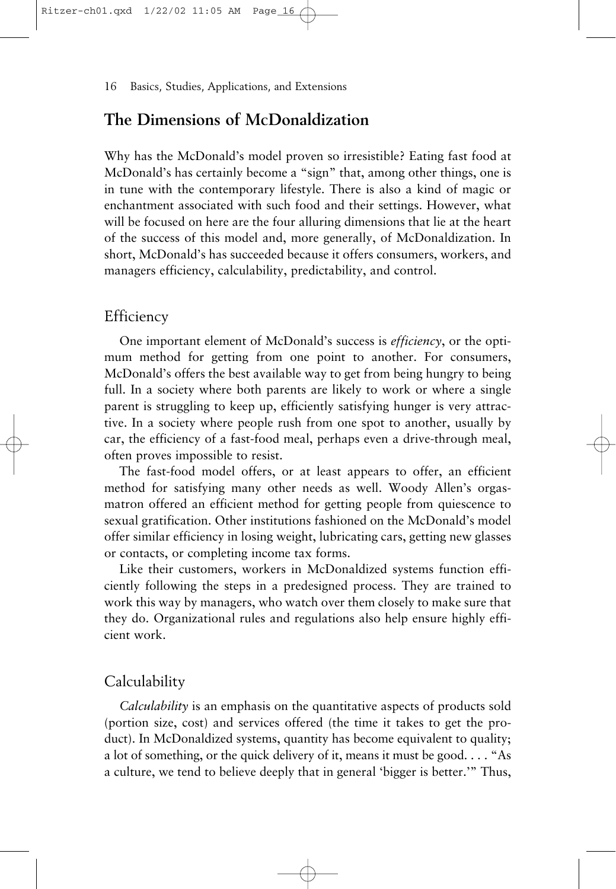## The Dimensions of McDonaldization

Why has the McDonald's model proven so irresistible? Eating fast food at McDonald's has certainly become a "sign" that, among other things, one is in tune with the contemporary lifestyle. There is also a kind of magic or enchantment associated with such food and their settings. However, what will be focused on here are the four alluring dimensions that lie at the heart of the success of this model and, more generally, of McDonaldization. In short, McDonald's has succeeded because it offers consumers, workers, and managers efficiency, calculability, predictability, and control.

### Efficiency

One important element of McDonald's success is *efficiency*, or the optimum method for getting from one point to another. For consumers, McDonald's offers the best available way to get from being hungry to being full. In a society where both parents are likely to work or where a single parent is struggling to keep up, efficiently satisfying hunger is very attractive. In a society where people rush from one spot to another, usually by car, the efficiency of a fast-food meal, perhaps even a drive-through meal, often proves impossible to resist.

The fast-food model offers, or at least appears to offer, an efficient method for satisfying many other needs as well. Woody Allen's orgasmatron offered an efficient method for getting people from quiescence to sexual gratification. Other institutions fashioned on the McDonald's model offer similar efficiency in losing weight, lubricating cars, getting new glasses or contacts, or completing income tax forms.

Like their customers, workers in McDonaldized systems function efficiently following the steps in a predesigned process. They are trained to work this way by managers, who watch over them closely to make sure that they do. Organizational rules and regulations also help ensure highly efficient work.

### Calculability

*Calculability* is an emphasis on the quantitative aspects of products sold (portion size, cost) and services offered (the time it takes to get the product). In McDonaldized systems, quantity has become equivalent to quality; a lot of something, or the quick delivery of it, means it must be good. . . . "As a culture, we tend to believe deeply that in general 'bigger is better.'" Thus,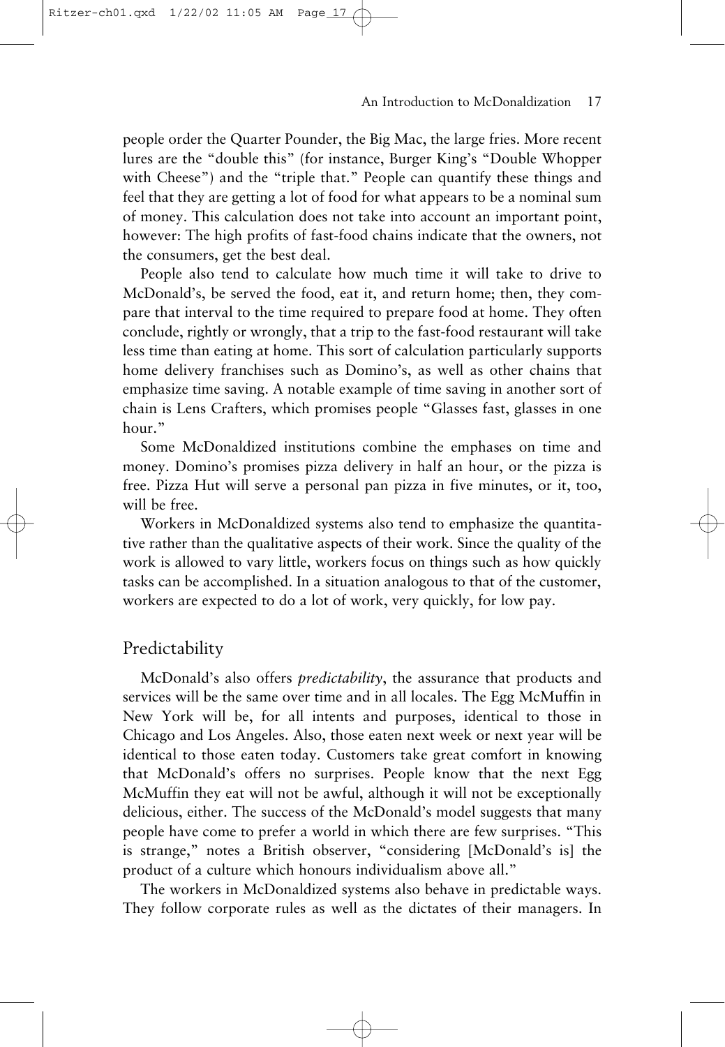people order the Quarter Pounder, the Big Mac, the large fries. More recent lures are the "double this" (for instance, Burger King's "Double Whopper with Cheese") and the "triple that." People can quantify these things and feel that they are getting a lot of food for what appears to be a nominal sum of money. This calculation does not take into account an important point, however: The high profits of fast-food chains indicate that the owners, not the consumers, get the best deal.

People also tend to calculate how much time it will take to drive to McDonald's, be served the food, eat it, and return home; then, they compare that interval to the time required to prepare food at home. They often conclude, rightly or wrongly, that a trip to the fast-food restaurant will take less time than eating at home. This sort of calculation particularly supports home delivery franchises such as Domino's, as well as other chains that emphasize time saving. A notable example of time saving in another sort of chain is Lens Crafters, which promises people "Glasses fast, glasses in one hour."

Some McDonaldized institutions combine the emphases on time and money. Domino's promises pizza delivery in half an hour, or the pizza is free. Pizza Hut will serve a personal pan pizza in five minutes, or it, too, will be free.

Workers in McDonaldized systems also tend to emphasize the quantitative rather than the qualitative aspects of their work. Since the quality of the work is allowed to vary little, workers focus on things such as how quickly tasks can be accomplished. In a situation analogous to that of the customer, workers are expected to do a lot of work, very quickly, for low pay.

## Predictability

McDonald's also offers *predictability*, the assurance that products and services will be the same over time and in all locales. The Egg McMuffin in New York will be, for all intents and purposes, identical to those in Chicago and Los Angeles. Also, those eaten next week or next year will be identical to those eaten today. Customers take great comfort in knowing that McDonald's offers no surprises. People know that the next Egg McMuffin they eat will not be awful, although it will not be exceptionally delicious, either. The success of the McDonald's model suggests that many people have come to prefer a world in which there are few surprises. "This is strange," notes a British observer, "considering [McDonald's is] the product of a culture which honours individualism above all."

The workers in McDonaldized systems also behave in predictable ways. They follow corporate rules as well as the dictates of their managers. In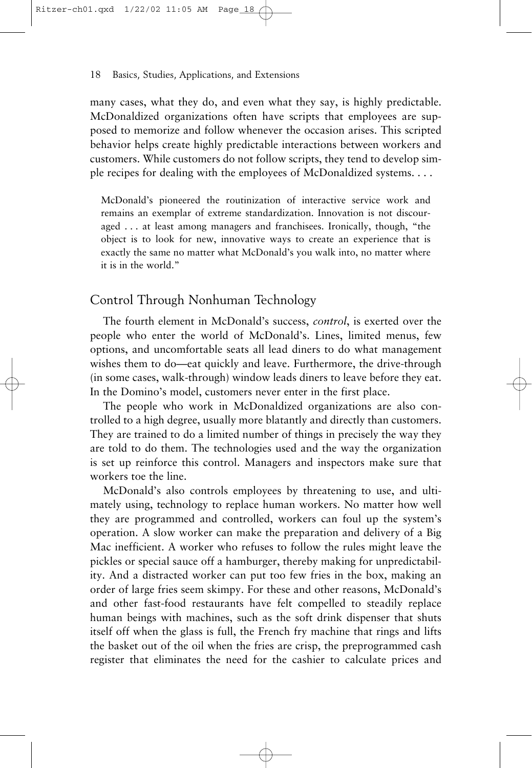many cases, what they do, and even what they say, is highly predictable. McDonaldized organizations often have scripts that employees are supposed to memorize and follow whenever the occasion arises. This scripted behavior helps create highly predictable interactions between workers and customers. While customers do not follow scripts, they tend to develop simple recipes for dealing with the employees of McDonaldized systems. . . .

> McDonald's pioneered the routinization of interactive service work and remains an exemplar of extreme standardization. Innovation is not discouraged . . . at least among managers and franchisees. Ironically, though, "the object is to look for new, innovative ways to create an experience that is exactly the same no matter what McDonald's you walk into, no matter where it is in the world."

## Control Through Nonhuman Technology

The fourth element in McDonald's success, *control*, is exerted over the people who enter the world of McDonald's. Lines, limited menus, few options, and uncomfortable seats all lead diners to do what management wishes them to do—eat quickly and leave. Furthermore, the drive-through (in some cases, walk-through) window leads diners to leave before they eat. In the Domino's model, customers never enter in the first place.

The people who work in McDonaldized organizations are also controlled to a high degree, usually more blatantly and directly than customers. They are trained to do a limited number of things in precisely the way they are told to do them. The technologies used and the way the organization is set up reinforce this control. Managers and inspectors make sure that workers toe the line.

McDonald's also controls employees by threatening to use, and ultimately using, technology to replace human workers. No matter how well they are programmed and controlled, workers can foul up the system's operation. A slow worker can make the preparation and delivery of a Big Mac inefficient. A worker who refuses to follow the rules might leave the pickles or special sauce off a hamburger, thereby making for unpredictability. And a distracted worker can put too few fries in the box, making an order of large fries seem skimpy. For these and other reasons, McDonald's and other fast-food restaurants have felt compelled to steadily replace human beings with machines, such as the soft drink dispenser that shuts itself off when the glass is full, the French fry machine that rings and lifts the basket out of the oil when the fries are crisp, the preprogrammed cash register that eliminates the need for the cashier to calculate prices and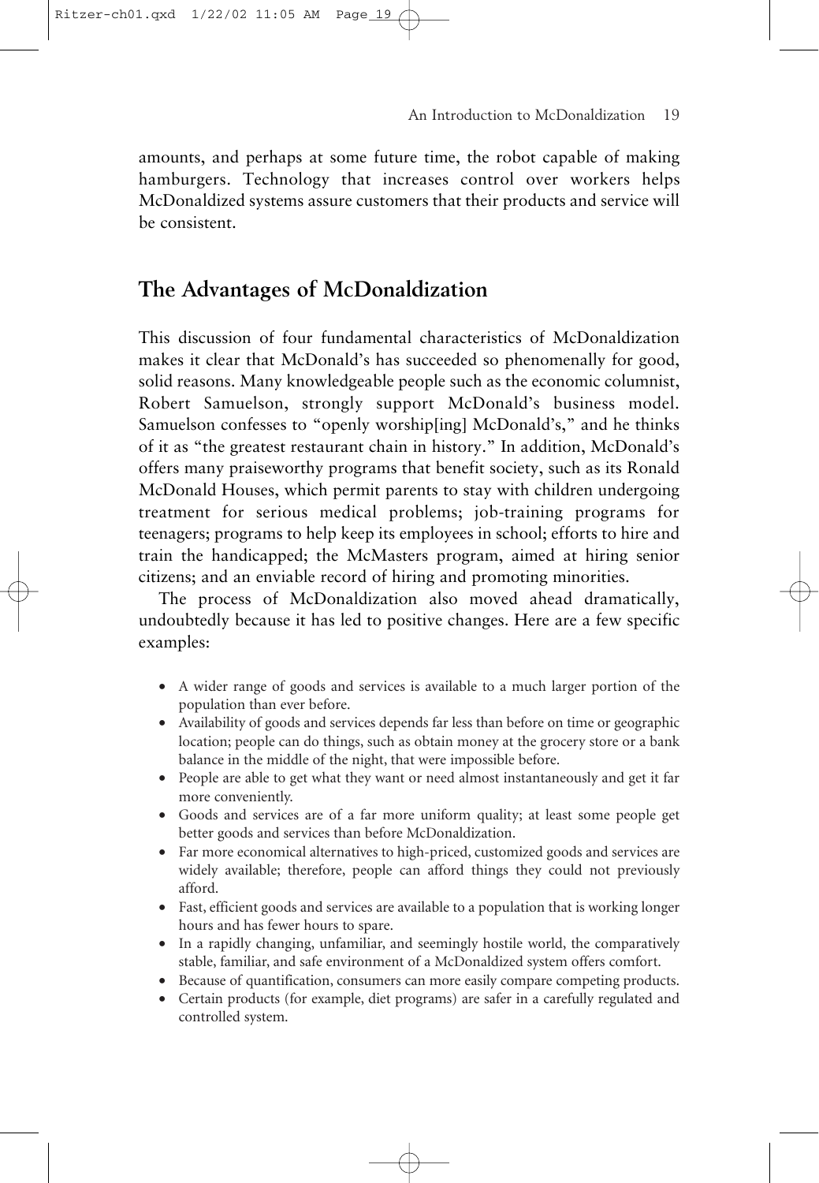amounts, and perhaps at some future time, the robot capable of making hamburgers. Technology that increases control over workers helps McDonaldized systems assure customers that their products and service will be consistent.

## The Advantages of McDonaldization

This discussion of four fundamental characteristics of McDonaldization makes it clear that McDonald's has succeeded so phenomenally for good, solid reasons. Many knowledgeable people such as the economic columnist, Robert Samuelson, strongly support McDonald's business model. Samuelson confesses to "openly worship[ing] McDonald's," and he thinks of it as "the greatest restaurant chain in history." In addition, McDonald's offers many praiseworthy programs that benefit society, such as its Ronald McDonald Houses, which permit parents to stay with children undergoing treatment for serious medical problems; job-training programs for teenagers; programs to help keep its employees in school; efforts to hire and train the handicapped; the McMasters program, aimed at hiring senior citizens; and an enviable record of hiring and promoting minorities.

The process of McDonaldization also moved ahead dramatically, undoubtedly because it has led to positive changes. Here are a few specific examples:

- A wider range of goods and services is available to a much larger portion of the population than ever before.
- Availability of goods and services depends far less than before on time or geographic location; people can do things, such as obtain money at the grocery store or a bank balance in the middle of the night, that were impossible before.
- People are able to get what they want or need almost instantaneously and get it far more conveniently.
- Goods and services are of a far more uniform quality; at least some people get better goods and services than before McDonaldization.
- Far more economical alternatives to high-priced, customized goods and services are widely available; therefore, people can afford things they could not previously afford.
- Fast, efficient goods and services are available to a population that is working longer hours and has fewer hours to spare.
- In a rapidly changing, unfamiliar, and seemingly hostile world, the comparatively stable, familiar, and safe environment of a McDonaldized system offers comfort.
- Because of quantification, consumers can more easily compare competing products.
- Certain products (for example, diet programs) are safer in a carefully regulated and controlled system.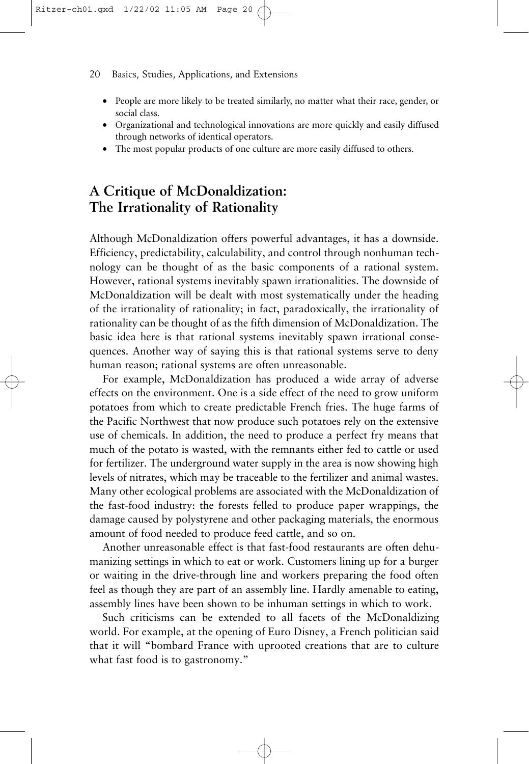- People are more likely to be treated similarly, no matter what their race, gender, or social class.
- Organizational and technological innovations are more quickly and easily diffused through networks of identical operators.
- The most popular products of one culture are more easily diffused to others.

## A Critique of McDonaldization: The Irrationality of Rationality

Although McDonaldization offers powerful advantages, it has a downside. Efficiency, predictability, calculability, and control through nonhuman technology can be thought of as the basic components of a rational system. However, rational systems inevitably spawn irrationalities. The downside of McDonaldization will be dealt with most systematically under the heading of the irrationality of rationality; in fact, paradoxically, the irrationality of rationality can be thought of as the fifth dimension of McDonaldization. The basic idea here is that rational systems inevitably spawn irrational consequences. Another way of saying this is that rational systems serve to deny human reason; rational systems are often unreasonable.

For example, McDonaldization has produced a wide array of adverse effects on the environment. One is a side effect of the need to grow uniform potatoes from which to create predictable French fries. The huge farms of the Pacific Northwest that now produce such potatoes rely on the extensive use of chemicals. In addition, the need to produce a perfect fry means that much of the potato is wasted, with the remnants either fed to cattle or used for fertilizer. The underground water supply in the area is now showing high levels of nitrates, which may be traceable to the fertilizer and animal wastes. Many other ecological problems are associated with the McDonaldization of the fast-food industry: the forests felled to produce paper wrappings, the damage caused by polystyrene and other packaging materials, the enormous amount of food needed to produce feed cattle, and so on.

Another unreasonable effect is that fast-food restaurants are often dehumanizing settings in which to eat or work. Customers lining up for a burger or waiting in the drive-through line and workers preparing the food often feel as though they are part of an assembly line. Hardly amenable to eating, assembly lines have been shown to be inhuman settings in which to work.

Such criticisms can be extended to all facets of the McDonaldizing world. For example, at the opening of Euro Disney, a French politician said that it will "bombard France with uprooted creations that are to culture what fast food is to gastronomy."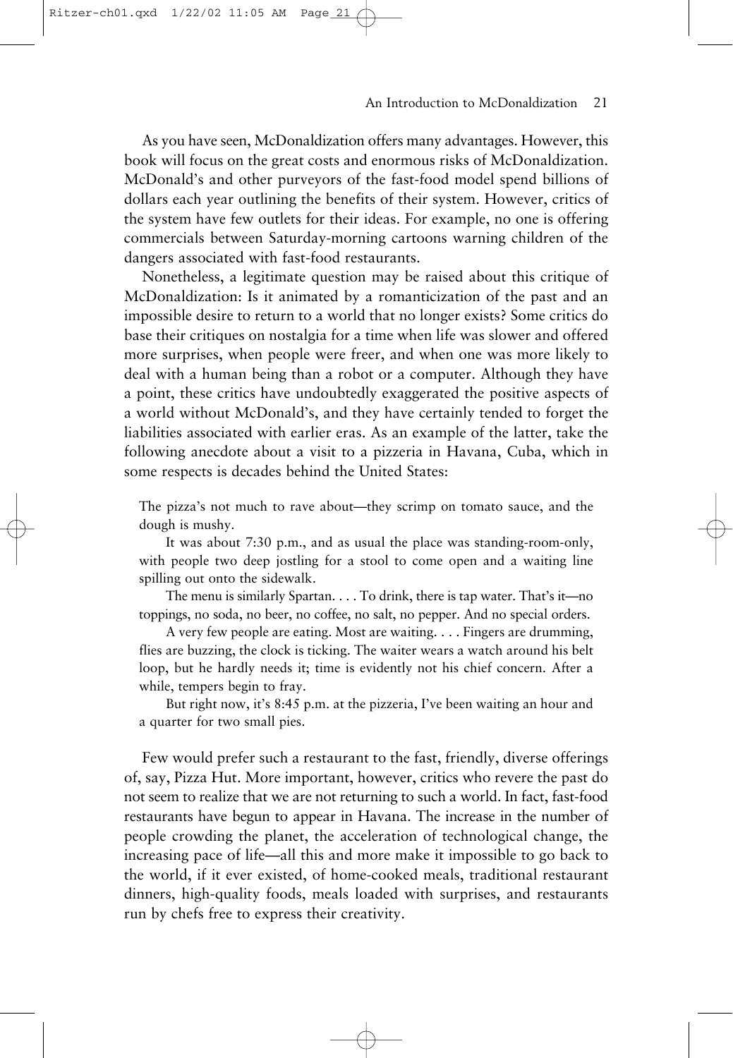As you have seen, McDonaldization offers many advantages. However, this book will focus on the great costs and enormous risks of McDonaldization. McDonald's and other purveyors of the fast-food model spend billions of dollars each year outlining the benefits of their system. However, critics of the system have few outlets for their ideas. For example, no one is offering commercials between Saturday-morning cartoons warning children of the dangers associated with fast-food restaurants.

Nonetheless, a legitimate question may be raised about this critique of McDonaldization: Is it animated by a romanticization of the past and an impossible desire to return to a world that no longer exists? Some critics do base their critiques on nostalgia for a time when life was slower and offered more surprises, when people were freer, and when one was more likely to deal with a human being than a robot or a computer. Although they have a point, these critics have undoubtedly exaggerated the positive aspects of a world without McDonald's, and they have certainly tended to forget the liabilities associated with earlier eras. As an example of the latter, take the following anecdote about a visit to a pizzeria in Havana, Cuba, which in some respects is decades behind the United States:

> The pizza's not much to rave about—they scrimp on tomato sauce, and the dough is mushy.
>
> It was about 7:30 p.m., and as usual the place was standing-room-only, with people two deep jostling for a stool to come open and a waiting line spilling out onto the sidewalk.
>
> The menu is similarly Spartan. . . . To drink, there is tap water. That's it—no toppings, no soda, no beer, no coffee, no salt, no pepper. And no special orders.
>
> A very few people are eating. Most are waiting. . . . Fingers are drumming, flies are buzzing, the clock is ticking. The waiter wears a watch around his belt loop, but he hardly needs it; time is evidently not his chief concern. After a while, tempers begin to fray.
>
> But right now, it's 8:45 p.m. at the pizzeria, I've been waiting an hour and a quarter for two small pies.

Few would prefer such a restaurant to the fast, friendly, diverse offerings of, say, Pizza Hut. More important, however, critics who revere the past do not seem to realize that we are not returning to such a world. In fact, fast-food restaurants have begun to appear in Havana. The increase in the number of people crowding the planet, the acceleration of technological change, the increasing pace of life—all this and more make it impossible to go back to the world, if it ever existed, of home-cooked meals, traditional restaurant dinners, high-quality foods, meals loaded with surprises, and restaurants run by chefs free to express their creativity.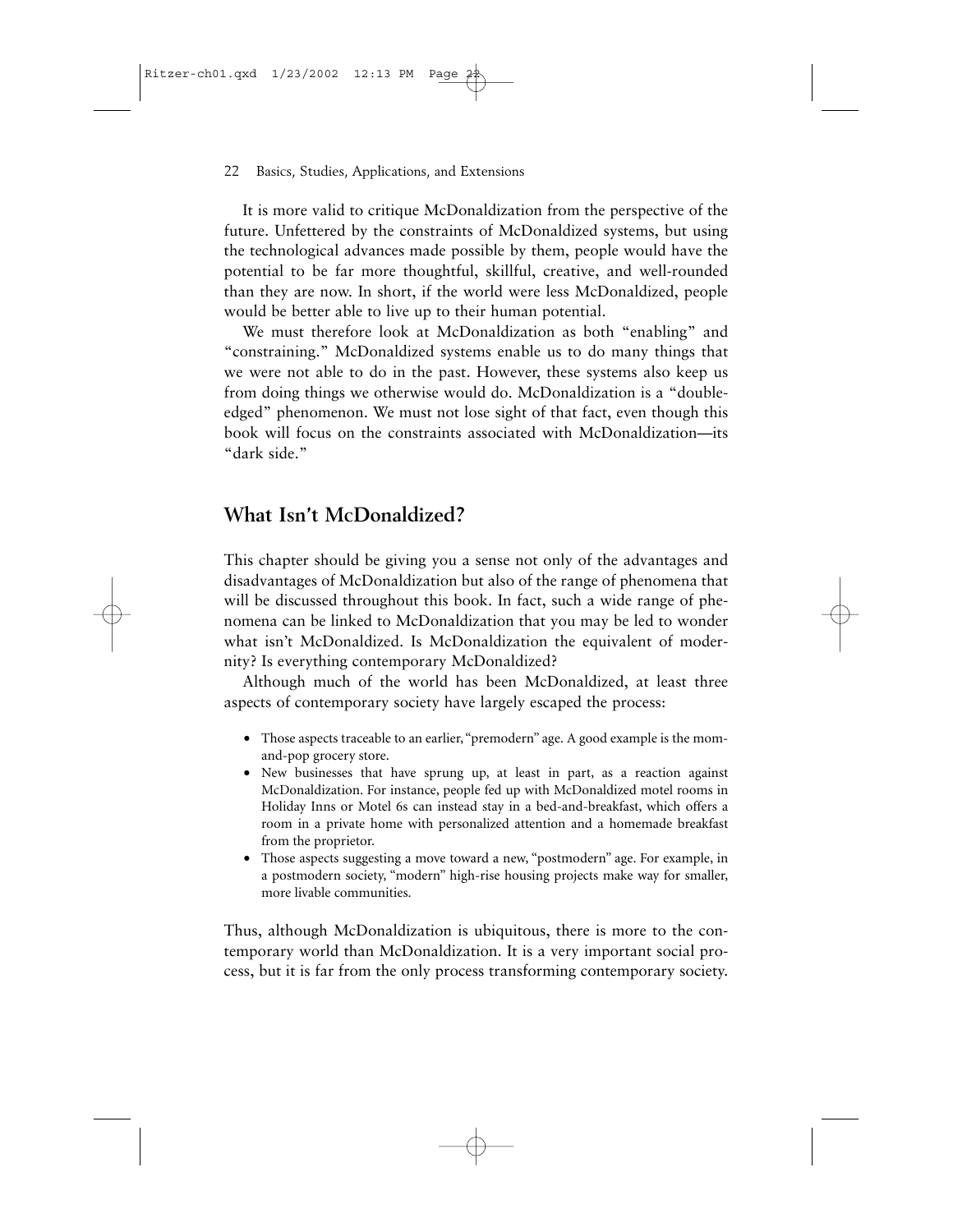It is more valid to critique McDonaldization from the perspective of the future. Unfettered by the constraints of McDonaldized systems, but using the technological advances made possible by them, people would have the potential to be far more thoughtful, skillful, creative, and well-rounded than they are now. In short, if the world were less McDonaldized, people would be better able to live up to their human potential.

We must therefore look at McDonaldization as both "enabling" and "constraining." McDonaldized systems enable us to do many things that we were not able to do in the past. However, these systems also keep us from doing things we otherwise would do. McDonaldization is a "double-edged" phenomenon. We must not lose sight of that fact, even though this book will focus on the constraints associated with McDonaldization—its "dark side."

## What Isn't McDonaldized?

This chapter should be giving you a sense not only of the advantages and disadvantages of McDonaldization but also of the range of phenomena that will be discussed throughout this book. In fact, such a wide range of phenomena can be linked to McDonaldization that you may be led to wonder what isn't McDonaldized. Is McDonaldization the equivalent of modernity? Is everything contemporary McDonaldized?

Although much of the world has been McDonaldized, at least three aspects of contemporary society have largely escaped the process:

- Those aspects traceable to an earlier, "premodern" age. A good example is the mom-and-pop grocery store.
- New businesses that have sprung up, at least in part, as a reaction against McDonaldization. For instance, people fed up with McDonaldized motel rooms in Holiday Inns or Motel 6s can instead stay in a bed-and-breakfast, which offers a room in a private home with personalized attention and a homemade breakfast from the proprietor.
- Those aspects suggesting a move toward a new, "postmodern" age. For example, in a postmodern society, "modern" high-rise housing projects make way for smaller, more livable communities.

Thus, although McDonaldization is ubiquitous, there is more to the contemporary world than McDonaldization. It is a very important social process, but it is far from the only process transforming contemporary society.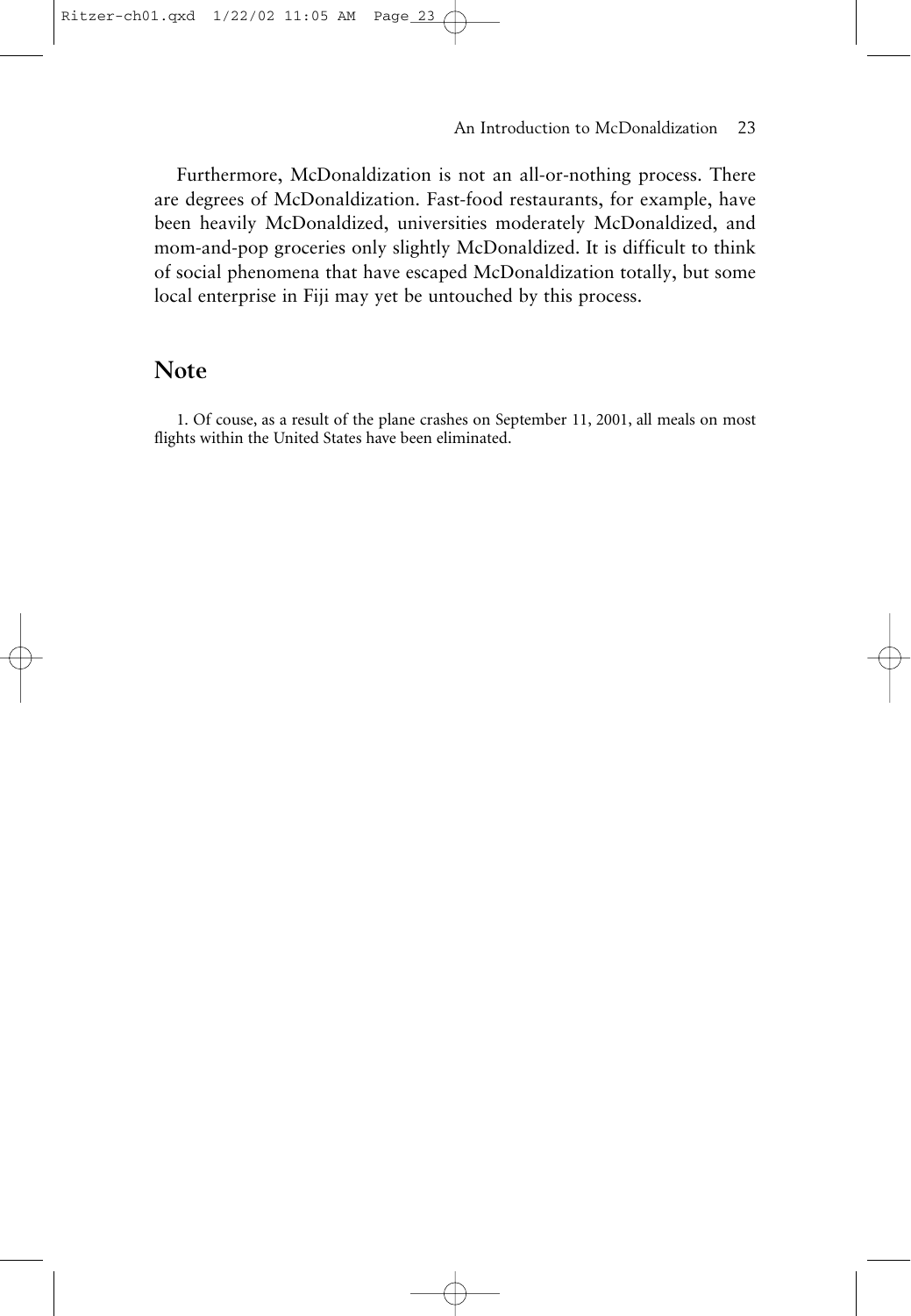Furthermore, McDonaldization is not an all-or-nothing process. There are degrees of McDonaldization. Fast-food restaurants, for example, have been heavily McDonaldized, universities moderately McDonaldized, and mom-and-pop groceries only slightly McDonaldized. It is difficult to think of social phenomena that have escaped McDonaldization totally, but some local enterprise in Fiji may yet be untouched by this process.

## Note

1. Of couse, as a result of the plane crashes on September 11, 2001, all meals on most flights within the United States have been eliminated.